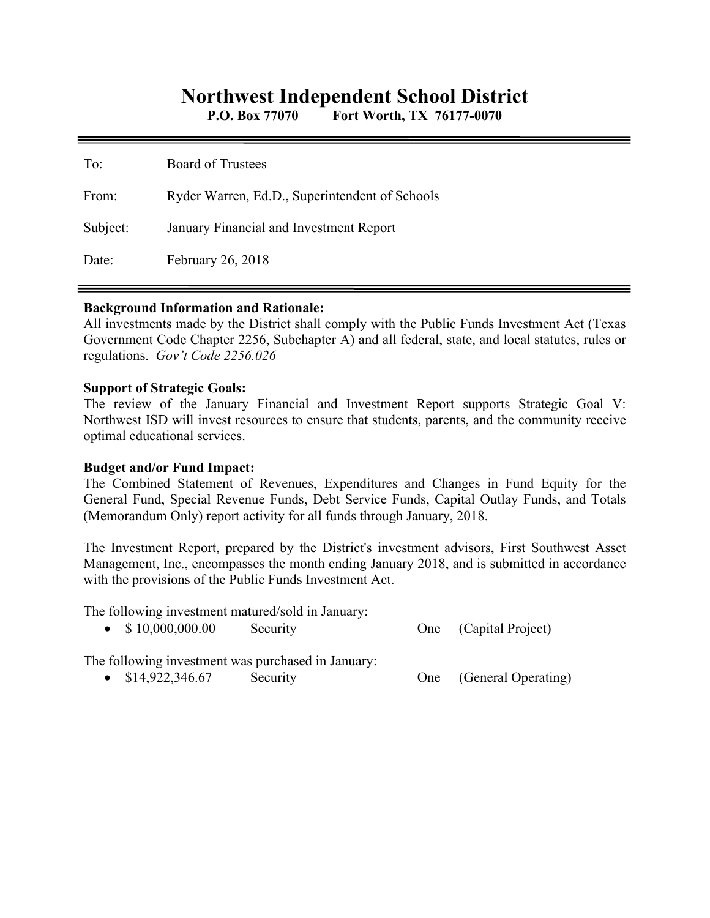# Northwest Independent School District

**P.O. Box 77070 Fort Worth, TX 76177-0070**

| | |
|---|---|
| To: | Board of Trustees |
| From: | Ryder Warren, Ed.D., Superintendent of Schools |
| Subject: | January Financial and Investment Report |
| Date: | February 26, 2018 |

**Background Information and Rationale:**
All investments made by the District shall comply with the Public Funds Investment Act (Texas Government Code Chapter 2256, Subchapter A) and all federal, state, and local statutes, rules or regulations. *Gov't Code 2256.026*

**Support of Strategic Goals:**
The review of the January Financial and Investment Report supports Strategic Goal V: Northwest ISD will invest resources to ensure that students, parents, and the community receive optimal educational services.

**Budget and/or Fund Impact:**
The Combined Statement of Revenues, Expenditures and Changes in Fund Equity for the General Fund, Special Revenue Funds, Debt Service Funds, Capital Outlay Funds, and Totals (Memorandum Only) report activity for all funds through January, 2018.

The Investment Report, prepared by the District's investment advisors, First Southwest Asset Management, Inc., encompasses the month ending January 2018, and is submitted in accordance with the provisions of the Public Funds Investment Act.

The following investment matured/sold in January:

- $ 10,000,000.00 Security One (Capital Project)

The following investment was purchased in January:

- $14,922,346.67 Security One (General Operating)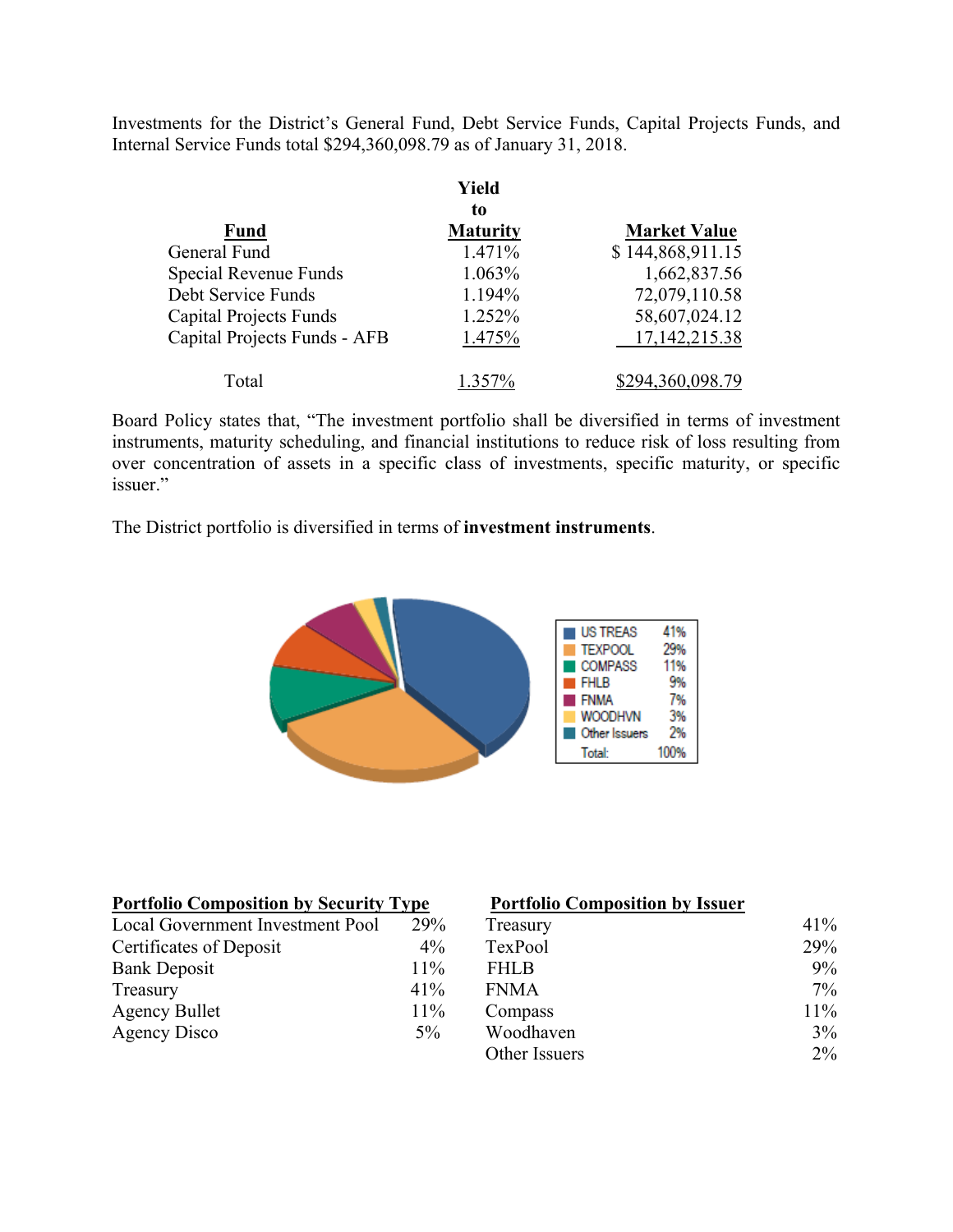Investments for the District's General Fund, Debt Service Funds, Capital Projects Funds, and Internal Service Funds total $294,360,098.79 as of January 31, 2018.

| Fund | Yield to Maturity | Market Value |
|---|---|---|
| General Fund | 1.471% | $ 144,868,911.15 |
| Special Revenue Funds | 1.063% | 1,662,837.56 |
| Debt Service Funds | 1.194% | 72,079,110.58 |
| Capital Projects Funds | 1.252% | 58,607,024.12 |
| Capital Projects Funds - AFB | 1.475% | 17,142,215.38 |
| Total | 1.357% | $294,360,098.79 |

Board Policy states that, "The investment portfolio shall be diversified in terms of investment instruments, maturity scheduling, and financial institutions to reduce risk of loss resulting from over concentration of assets in a specific class of investments, specific maturity, or specific issuer."

The District portfolio is diversified in terms of **investment instruments**.

| | |
|---|---|
| US TREAS | 41% |
| TEXPOOL | 29% |
| COMPASS | 11% |
| FHLB | 9% |
| FNMA | 7% |
| WOODHVN | 3% |
| Other Issuers | 2% |
| Total: | 100% |

**Portfolio Composition by Security Type**

| | |
|---|---|
| Local Government Investment Pool | 29% |
| Certificates of Deposit | 4% |
| Bank Deposit | 11% |
| Treasury | 41% |
| Agency Bullet | 11% |
| Agency Disco | 5% |

**Portfolio Composition by Issuer**

| | |
|---|---|
| Treasury | 41% |
| TexPool | 29% |
| FHLB | 9% |
| FNMA | 7% |
| Compass | 11% |
| Woodhaven | 3% |
| Other Issuers | 2% |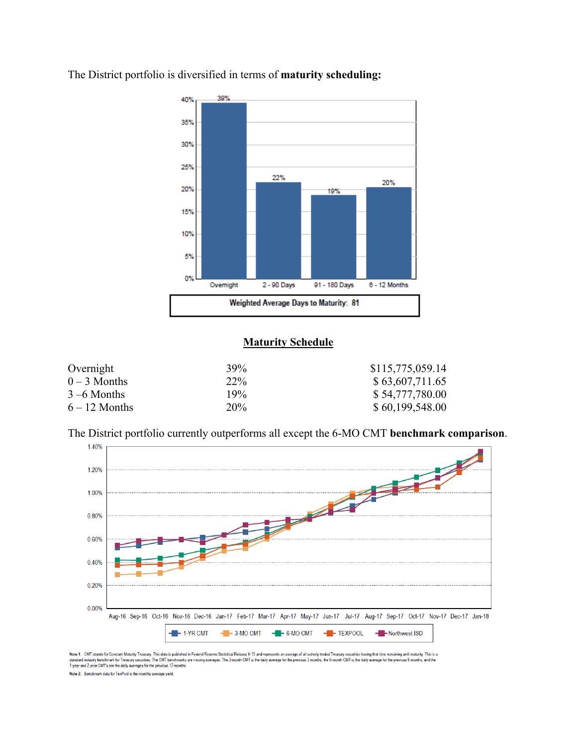The District portfolio is diversified in terms of **maturity scheduling:**

Weighted Average Days to Maturity: 81

## Maturity Schedule

| | | |
|---|---|---|
| Overnight | 39% | $115,775,059.14 |
| 0 – 3 Months | 22% | $ 63,607,711.65 |
| 3 –6 Months | 19% | $ 54,777,780.00 |
| 6 – 12 Months | 20% | $ 60,199,548.00 |

The District portfolio currently outperforms all except the 6-MO CMT **benchmark comparison**.

Note 1: CMT stands for Constant Maturity Treasury. This data is published in Federal Reserve Statistical Release H.15 and represents an average of all actively traded Treasury securities having that time remaining until maturity. This is a standard industry benchmark for Treasury securities. The CMT benchmarks are moving averages. The 3-month CMT is the daily average for the previous 3 months, the 6-month CMT is the daily average for the previous 6 months, and the 1-year and 2-year CMT's are the daily averages for the previous 12-months.

Note 2: Benchmark data for TexPool is the monthly average yield.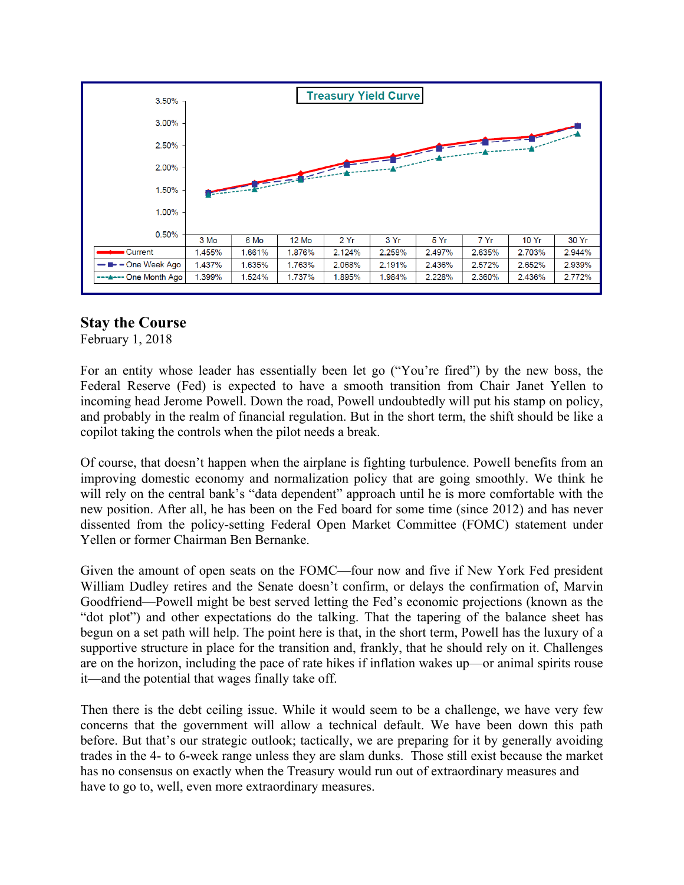**Treasury Yield Curve**

| | 3 Mo | 6 Mo | 12 Mo | 2 Yr | 3 Yr | 5 Yr | 7 Yr | 10 Yr | 30 Yr |
|---|---|---|---|---|---|---|---|---|---|
| Current | 1.455% | 1.661% | 1.876% | 2.124% | 2.258% | 2.497% | 2.635% | 2.703% | 2.944% |
| One Week Ago | 1.437% | 1.635% | 1.763% | 2.068% | 2.191% | 2.436% | 2.572% | 2.652% | 2.939% |
| One Month Ago | 1.399% | 1.524% | 1.737% | 1.895% | 1.984% | 2.228% | 2.360% | 2.436% | 2.772% |

## Stay the Course

February 1, 2018

For an entity whose leader has essentially been let go ("You're fired") by the new boss, the Federal Reserve (Fed) is expected to have a smooth transition from Chair Janet Yellen to incoming head Jerome Powell. Down the road, Powell undoubtedly will put his stamp on policy, and probably in the realm of financial regulation. But in the short term, the shift should be like a copilot taking the controls when the pilot needs a break.

Of course, that doesn't happen when the airplane is fighting turbulence. Powell benefits from an improving domestic economy and normalization policy that are going smoothly. We think he will rely on the central bank's "data dependent" approach until he is more comfortable with the new position. After all, he has been on the Fed board for some time (since 2012) and has never dissented from the policy-setting Federal Open Market Committee (FOMC) statement under Yellen or former Chairman Ben Bernanke.

Given the amount of open seats on the FOMC—four now and five if New York Fed president William Dudley retires and the Senate doesn't confirm, or delays the confirmation of, Marvin Goodfriend—Powell might be best served letting the Fed's economic projections (known as the "dot plot") and other expectations do the talking. That the tapering of the balance sheet has begun on a set path will help. The point here is that, in the short term, Powell has the luxury of a supportive structure in place for the transition and, frankly, that he should rely on it. Challenges are on the horizon, including the pace of rate hikes if inflation wakes up—or animal spirits rouse it—and the potential that wages finally take off.

Then there is the debt ceiling issue. While it would seem to be a challenge, we have very few concerns that the government will allow a technical default. We have been down this path before. But that's our strategic outlook; tactically, we are preparing for it by generally avoiding trades in the 4- to 6-week range unless they are slam dunks. Those still exist because the market has no consensus on exactly when the Treasury would run out of extraordinary measures and have to go to, well, even more extraordinary measures.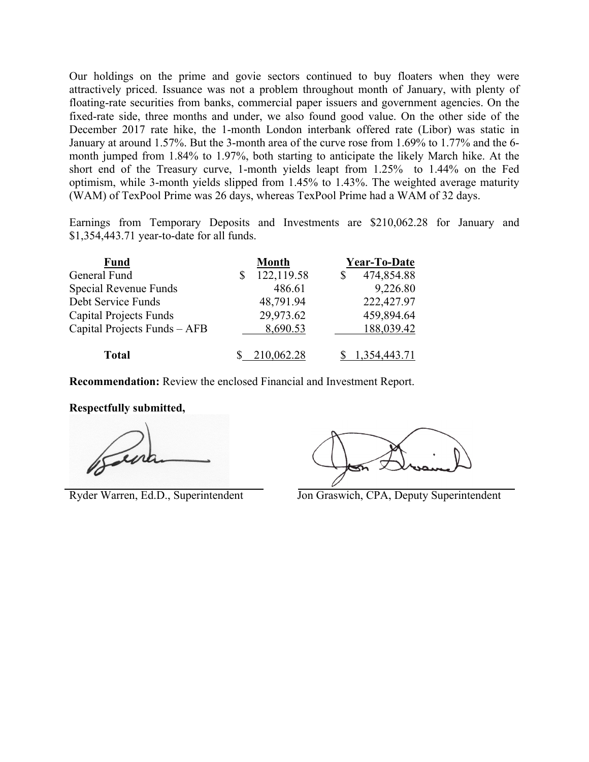Our holdings on the prime and govie sectors continued to buy floaters when they were attractively priced. Issuance was not a problem throughout month of January, with plenty of floating-rate securities from banks, commercial paper issuers and government agencies. On the fixed-rate side, three months and under, we also found good value. On the other side of the December 2017 rate hike, the 1-month London interbank offered rate (Libor) was static in January at around 1.57%. But the 3-month area of the curve rose from 1.69% to 1.77% and the 6-month jumped from 1.84% to 1.97%, both starting to anticipate the likely March hike. At the short end of the Treasury curve, 1-month yields leapt from 1.25% to 1.44% on the Fed optimism, while 3-month yields slipped from 1.45% to 1.43%. The weighted average maturity (WAM) of TexPool Prime was 26 days, whereas TexPool Prime had a WAM of 32 days.

Earnings from Temporary Deposits and Investments are $210,062.28 for January and $1,354,443.71 year-to-date for all funds.

| Fund | Month | Year-To-Date |
|---|---|---|
| General Fund | $ 122,119.58 | $ 474,854.88 |
| Special Revenue Funds | 486.61 | 9,226.80 |
| Debt Service Funds | 48,791.94 | 222,427.97 |
| Capital Projects Funds | 29,973.62 | 459,894.64 |
| Capital Projects Funds – AFB | 8,690.53 | 188,039.42 |
| **Total** | $ 210,062.28 | $ 1,354,443.71 |

**Recommendation:** Review the enclosed Financial and Investment Report.

**Respectfully submitted,**

Ryder Warren, Ed.D., Superintendent

Jon Graswich, CPA, Deputy Superintendent